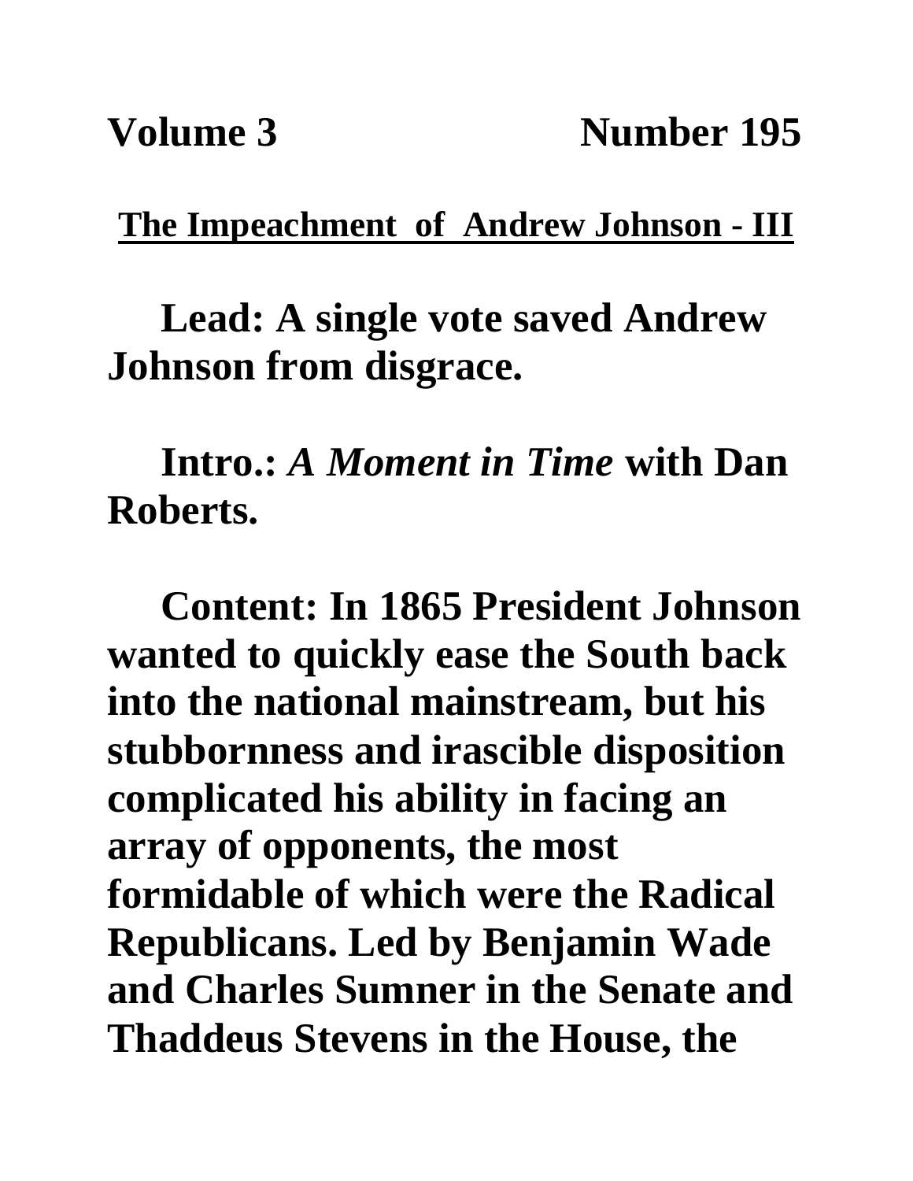**Volume 3 Number 195**

## The Impeachment of Andrew Johnson - III

**Lead: A single vote saved Andrew Johnson from disgrace.**

**Intro.:** ***A Moment in Time*** **with Dan Roberts.**

**Content: In 1865 President Johnson wanted to quickly ease the South back into the national mainstream, but his stubbornness and irascible disposition complicated his ability in facing an array of opponents, the most formidable of which were the Radical Republicans. Led by Benjamin Wade and Charles Sumner in the Senate and Thaddeus Stevens in the House, the**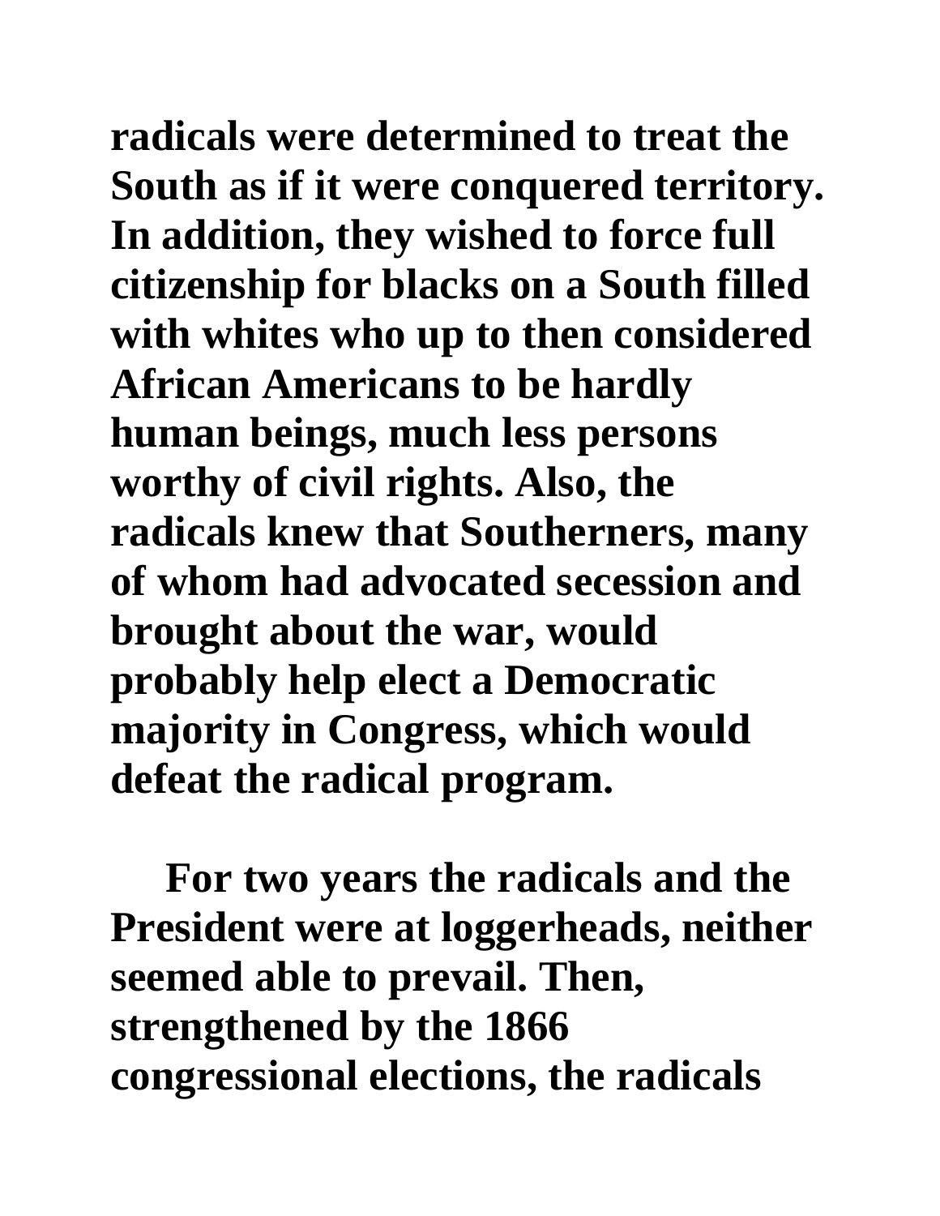radicals were determined to treat the South as if it were conquered territory. In addition, they wished to force full citizenship for blacks on a South filled with whites who up to then considered African Americans to be hardly human beings, much less persons worthy of civil rights. Also, the radicals knew that Southerners, many of whom had advocated secession and brought about the war, would probably help elect a Democratic majority in Congress, which would defeat the radical program.

For two years the radicals and the President were at loggerheads, neither seemed able to prevail. Then, strengthened by the 1866 congressional elections, the radicals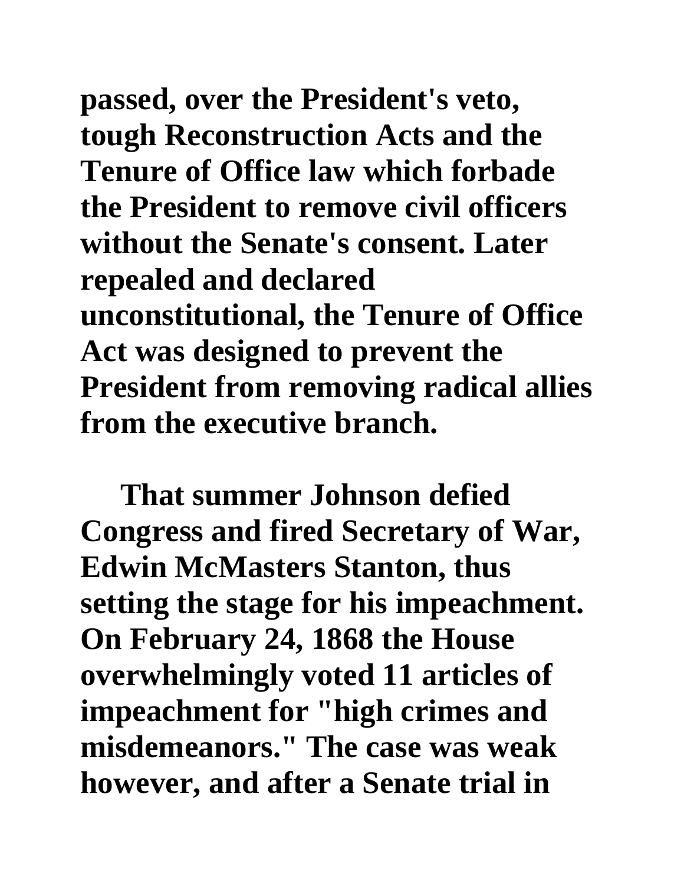passed, over the President's veto, tough Reconstruction Acts and the Tenure of Office law which forbade the President to remove civil officers without the Senate's consent. Later repealed and declared unconstitutional, the Tenure of Office Act was designed to prevent the President from removing radical allies from the executive branch.

That summer Johnson defied Congress and fired Secretary of War, Edwin McMasters Stanton, thus setting the stage for his impeachment. On February 24, 1868 the House overwhelmingly voted 11 articles of impeachment for "high crimes and misdemeanors." The case was weak however, and after a Senate trial in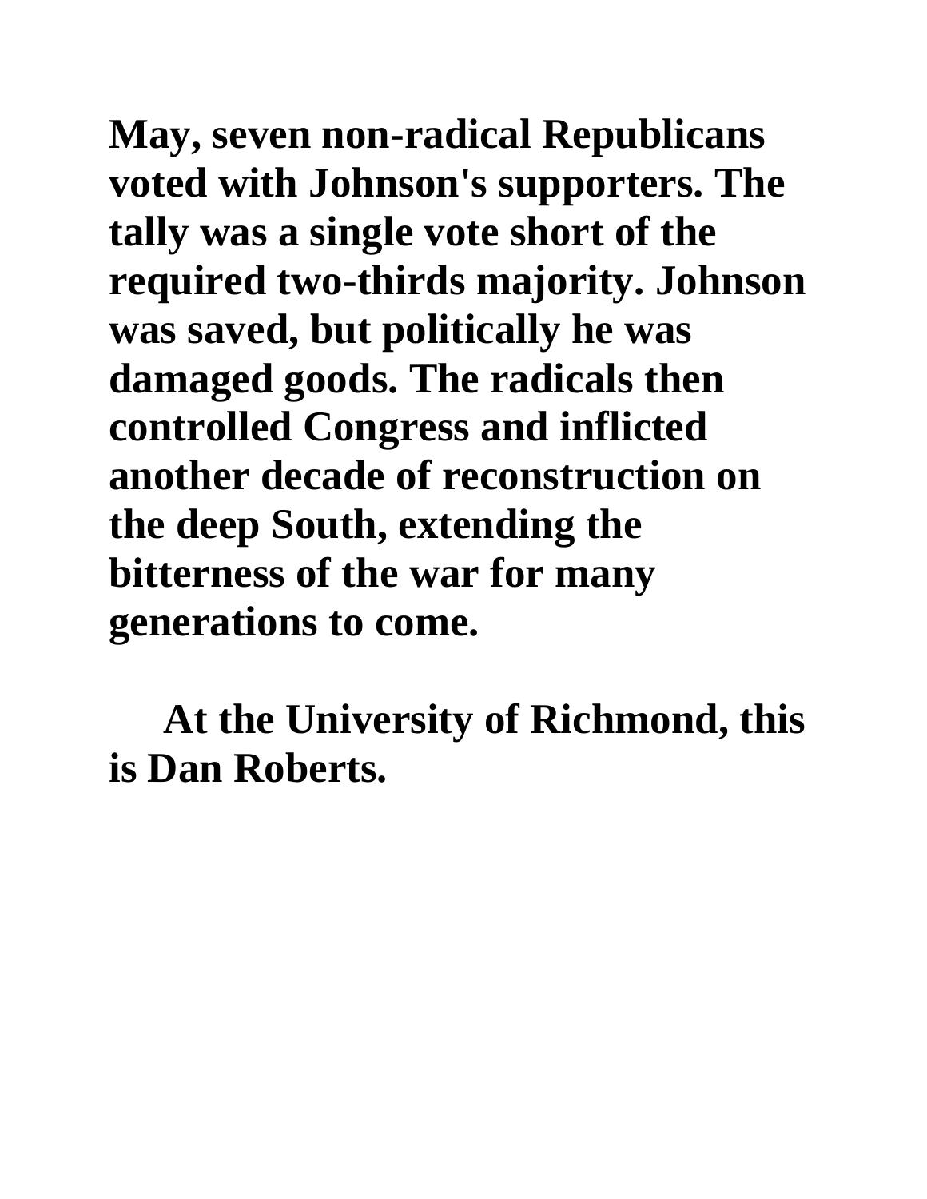May, seven non-radical Republicans voted with Johnson's supporters. The tally was a single vote short of the required two-thirds majority. Johnson was saved, but politically he was damaged goods. The radicals then controlled Congress and inflicted another decade of reconstruction on the deep South, extending the bitterness of the war for many generations to come.

At the University of Richmond, this is Dan Roberts.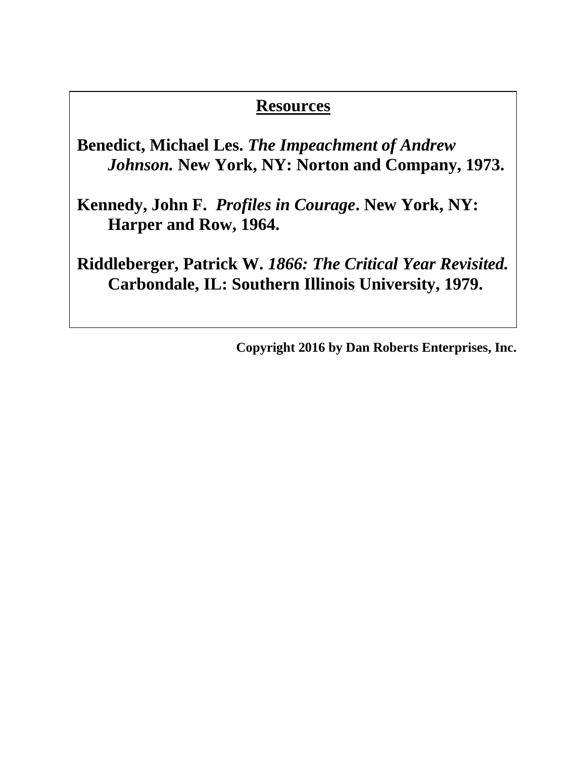## Resources

**Benedict, Michael Les. *The Impeachment of Andrew Johnson.* New York, NY: Norton and Company, 1973.**

**Kennedy, John F. *Profiles in Courage*. New York, NY: Harper and Row, 1964.**

**Riddleberger, Patrick W. *1866: The Critical Year Revisited.* Carbondale, IL: Southern Illinois University, 1979.**

**Copyright 2016 by Dan Roberts Enterprises, Inc.**